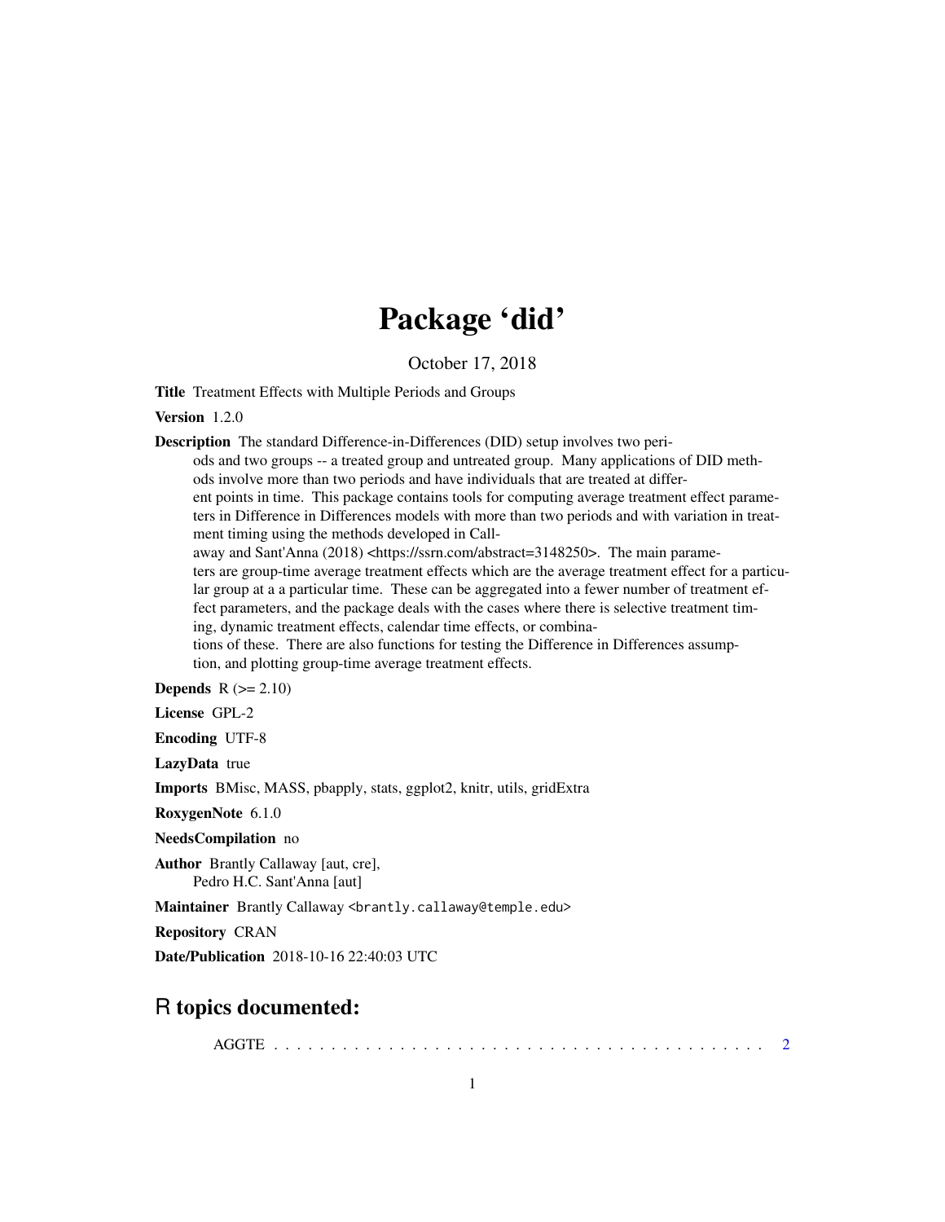# Package 'did'

October 17, 2018

**Title** Treatment Effects with Multiple Periods and Groups

**Version** 1.2.0

**Description** The standard Difference-in-Differences (DID) setup involves two periods and two groups -- a treated group and untreated group. Many applications of DID methods involve more than two periods and have individuals that are treated at different points in time. This package contains tools for computing average treatment effect parameters in Difference in Differences models with more than two periods and with variation in treatment timing using the methods developed in Callaway and Sant'Anna (2018) <https://ssrn.com/abstract=3148250>. The main parameters are group-time average treatment effects which are the average treatment effect for a particular group at a a particular time. These can be aggregated into a fewer number of treatment effect parameters, and the package deals with the cases where there is selective treatment timing, dynamic treatment effects, calendar time effects, or combinations of these. There are also functions for testing the Difference in Differences assumption, and plotting group-time average treatment effects.

**Depends** R (>= 2.10)

**License** GPL-2

**Encoding** UTF-8

**LazyData** true

**Imports** BMisc, MASS, pbapply, stats, ggplot2, knitr, utils, gridExtra

**RoxygenNote** 6.1.0

**NeedsCompilation** no

**Author** Brantly Callaway [aut, cre],
Pedro H.C. Sant'Anna [aut]

**Maintainer** Brantly Callaway <brantly.callaway@temple.edu>

**Repository** CRAN

**Date/Publication** 2018-10-16 22:40:03 UTC

## R topics documented:

AGGTE . . . . . . . . . . . . . . . . . . . . . . . . . . . . . . . . . . . . . . . . . . . 2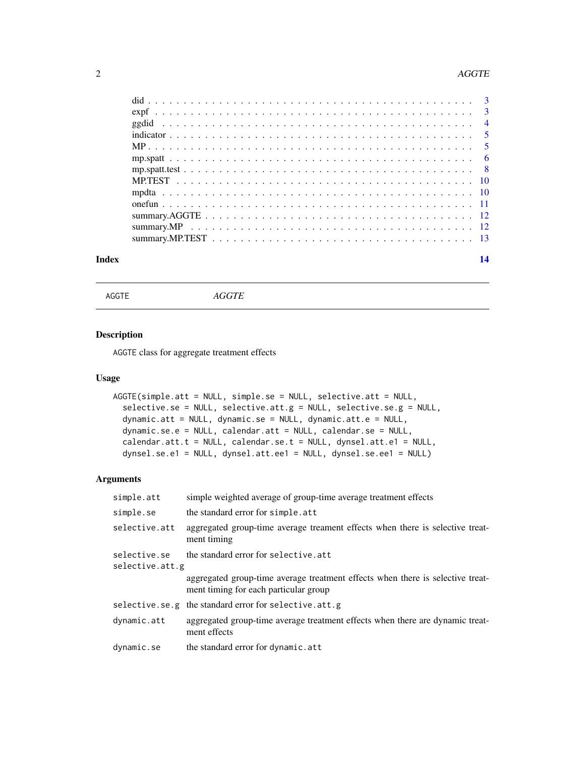| | |
|---|---|
| did | 3 |
| expf | 3 |
| ggdid | 4 |
| indicator | 5 |
| MP | 5 |
| mp.spatt | 6 |
| mp.spatt.test | 8 |
| MP.TEST | 10 |
| mpdta | 10 |
| onefun | 11 |
| summary.AGGTE | 12 |
| summary.MP | 12 |
| summary.MP.TEST | 13 |

**Index** **14**

---

`AGGTE` *AGGTE*

---

## Description

`AGGTE` class for aggregate treatment effects

## Usage

```
AGGTE(simple.att = NULL, simple.se = NULL, selective.att = NULL,
  selective.se = NULL, selective.att.g = NULL, selective.se.g = NULL,
  dynamic.att = NULL, dynamic.se = NULL, dynamic.att.e = NULL,
  dynamic.se.e = NULL, calendar.att = NULL, calendar.se = NULL,
  calendar.att.t = NULL, calendar.se.t = NULL, dynsel.att.e1 = NULL,
  dynsel.se.e1 = NULL, dynsel.att.ee1 = NULL, dynsel.se.ee1 = NULL)
```

## Arguments

| | |
|---|---|
| `simple.att` | simple weighted average of group-time average treatment effects |
| `simple.se` | the standard error for `simple.att` |
| `selective.att` | aggregated group-time average treament effects when there is selective treatment timing |
| `selective.se` | the standard error for `selective.att` |
| `selective.att.g` | aggregated group-time average treatment effects when there is selective treatment timing for each particular group |
| `selective.se.g` | the standard error for `selective.att.g` |
| `dynamic.att` | aggregated group-time average treatment effects when there are dynamic treatment effects |
| `dynamic.se` | the standard error for `dynamic.att` |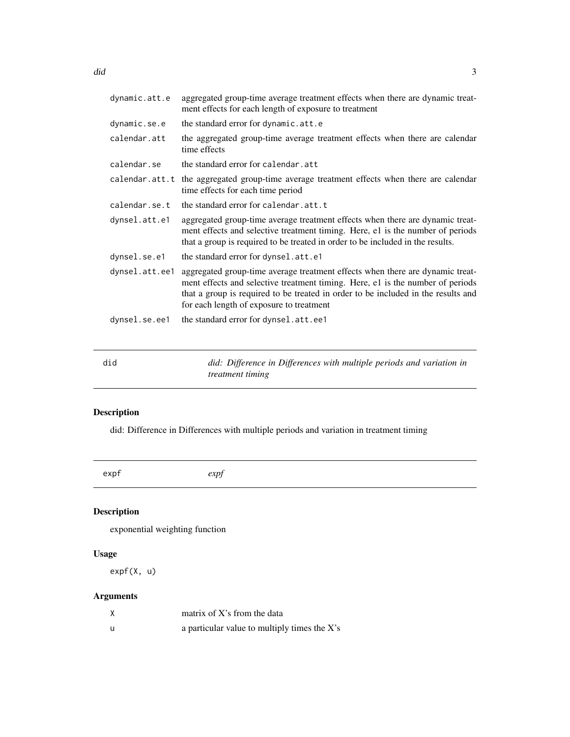| | |
|---|---|
| `dynamic.att.e` | aggregated group-time average treatment effects when there are dynamic treatment effects for each length of exposure to treatment |
| `dynamic.se.e` | the standard error for `dynamic.att.e` |
| `calendar.att` | the aggregated group-time average treatment effects when there are calendar time effects |
| `calendar.se` | the standard error for `calendar.att` |
| `calendar.att.t` | the aggregated group-time average treatment effects when there are calendar time effects for each time period |
| `calendar.se.t` | the standard error for `calendar.att.t` |
| `dynsel.att.e1` | aggregated group-time average treatment effects when there are dynamic treatment effects and selective treatment timing. Here, e1 is the number of periods that a group is required to be treated in order to be included in the results. |
| `dynsel.se.e1` | the standard error for `dynsel.att.e1` |
| `dynsel.att.ee1` | aggregated group-time average treatment effects when there are dynamic treatment effects and selective treatment timing. Here, e1 is the number of periods that a group is required to be treated in order to be included in the results and for each length of exposure to treatment |
| `dynsel.se.ee1` | the standard error for `dynsel.att.ee1` |

---

## did — *did: Difference in Differences with multiple periods and variation in treatment timing*

### Description

did: Difference in Differences with multiple periods and variation in treatment timing

---

## expf — *expf*

### Description

exponential weighting function

### Usage

```
expf(X, u)
```

### Arguments

| | |
|---|---|
| `X` | matrix of X's from the data |
| `u` | a particular value to multiply times the X's |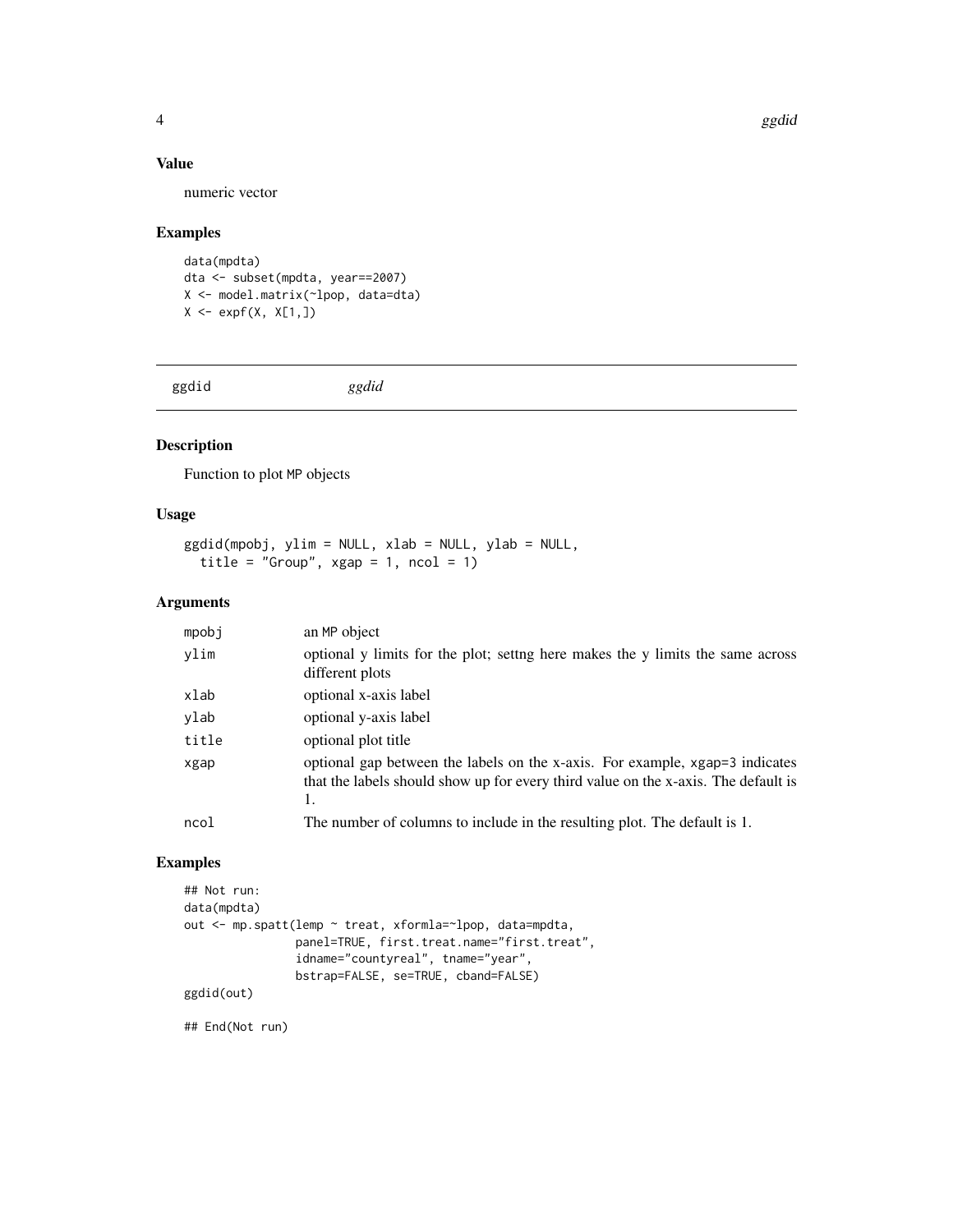### Value

numeric vector

### Examples

```
data(mpdta)
dta <- subset(mpdta, year==2007)
X <- model.matrix(~lpop, data=dta)
X <- expf(X, X[1,])
```

## ggdid *ggdid*

### Description

Function to plot MP objects

### Usage

```
ggdid(mpobj, ylim = NULL, xlab = NULL, ylab = NULL,
  title = "Group", xgap = 1, ncol = 1)
```

### Arguments

| | |
|---|---|
| mpobj | an MP object |
| ylim | optional y limits for the plot; settng here makes the y limits the same across different plots |
| xlab | optional x-axis label |
| ylab | optional y-axis label |
| title | optional plot title |
| xgap | optional gap between the labels on the x-axis. For example, xgap=3 indicates that the labels should show up for every third value on the x-axis. The default is 1. |
| ncol | The number of columns to include in the resulting plot. The default is 1. |

### Examples

```
## Not run:
data(mpdta)
out <- mp.spatt(lemp ~ treat, xformla=~lpop, data=mpdta,
                panel=TRUE, first.treat.name="first.treat",
                idname="countyreal", tname="year",
                bstrap=FALSE, se=TRUE, cband=FALSE)
ggdid(out)

## End(Not run)
```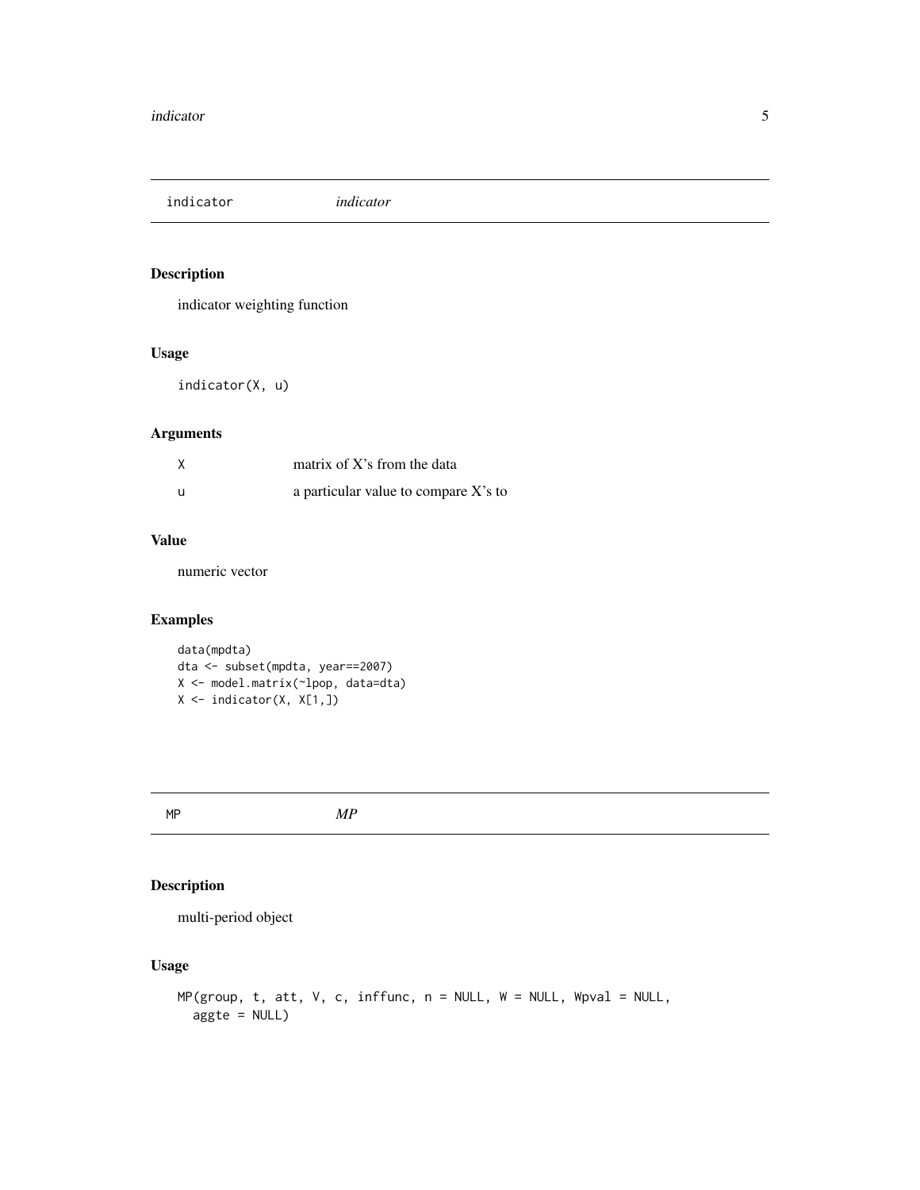## indicator *indicator*

### Description

indicator weighting function

### Usage

```
indicator(X, u)
```

### Arguments

| | |
|---|---|
| X | matrix of X's from the data |
| u | a particular value to compare X's to |

### Value

numeric vector

### Examples

```
data(mpdta)
dta <- subset(mpdta, year==2007)
X <- model.matrix(~lpop, data=dta)
X <- indicator(X, X[1,])
```

## MP *MP*

### Description

multi-period object

### Usage

```
MP(group, t, att, V, c, inffunc, n = NULL, W = NULL, Wpval = NULL,
  aggte = NULL)
```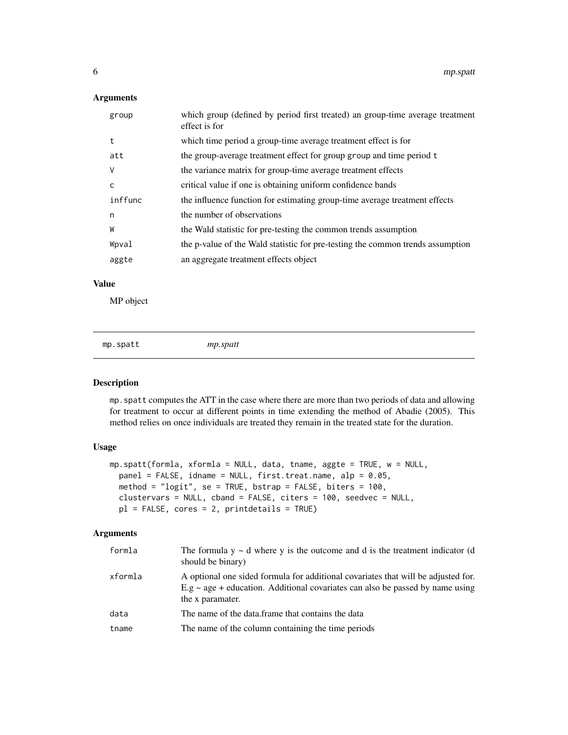### Arguments

| | |
|---|---|
| group | which group (defined by period first treated) an group-time average treatment effect is for |
| t | which time period a group-time average treatment effect is for |
| att | the group-average treatment effect for group group and time period t |
| V | the variance matrix for group-time average treatment effects |
| c | critical value if one is obtaining uniform confidence bands |
| inffunc | the influence function for estimating group-time average treatment effects |
| n | the number of observations |
| W | the Wald statistic for pre-testing the common trends assumption |
| Wpval | the p-value of the Wald statistic for pre-testing the common trends assumption |
| aggte | an aggregate treatment effects object |

### Value

MP object

---

## mp.spatt *mp.spatt*

---

### Description

mp.spatt computes the ATT in the case where there are more than two periods of data and allowing for treatment to occur at different points in time extending the method of Abadie (2005). This method relies on once individuals are treated they remain in the treated state for the duration.

### Usage

```
mp.spatt(formla, xformla = NULL, data, tname, aggte = TRUE, w = NULL,
  panel = FALSE, idname = NULL, first.treat.name, alp = 0.05,
  method = "logit", se = TRUE, bstrap = FALSE, biters = 100,
  clustervars = NULL, cband = FALSE, citers = 100, seedvec = NULL,
  pl = FALSE, cores = 2, printdetails = TRUE)
```

### Arguments

| | |
|---|---|
| formla | The formula y ~ d where y is the outcome and d is the treatment indicator (d should be binary) |
| xformla | A optional one sided formula for additional covariates that will be adjusted for. E.g ~ age + education. Additional covariates can also be passed by name using the x paramater. |
| data | The name of the data.frame that contains the data |
| tname | The name of the column containing the time periods |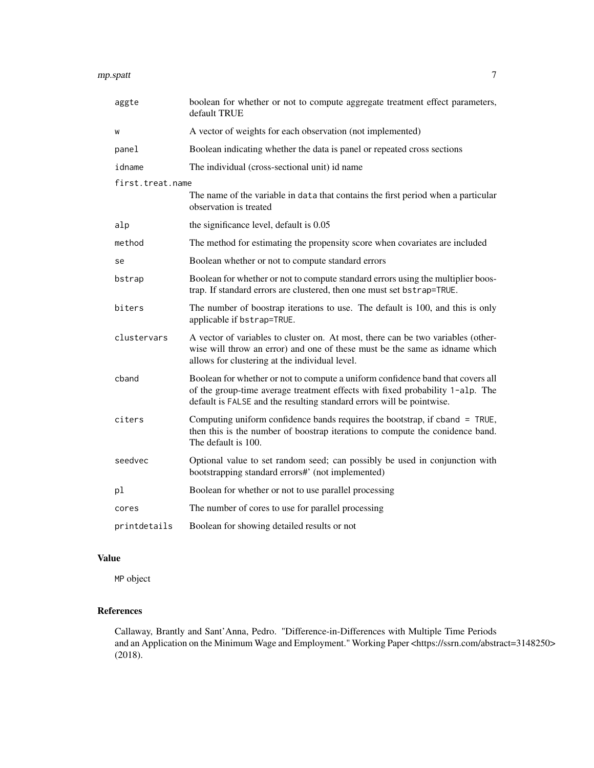| | |
|---|---|
| aggte | boolean for whether or not to compute aggregate treatment effect parameters, default TRUE |
| w | A vector of weights for each observation (not implemented) |
| panel | Boolean indicating whether the data is panel or repeated cross sections |
| idname | The individual (cross-sectional unit) id name |
| first.treat.name | The name of the variable in `data` that contains the first period when a particular observation is treated |
| alp | the significance level, default is 0.05 |
| method | The method for estimating the propensity score when covariates are included |
| se | Boolean whether or not to compute standard errors |
| bstrap | Boolean for whether or not to compute standard errors using the multiplier boostrap. If standard errors are clustered, then one must set `bstrap=TRUE`. |
| biters | The number of boostrap iterations to use. The default is 100, and this is only applicable if `bstrap=TRUE`. |
| clustervars | A vector of variables to cluster on. At most, there can be two variables (otherwise will throw an error) and one of these must be the same as idname which allows for clustering at the individual level. |
| cband | Boolean for whether or not to compute a uniform confidence band that covers all of the group-time average treatment effects with fixed probability `1-alp`. The default is `FALSE` and the resulting standard errors will be pointwise. |
| citers | Computing uniform confidence bands requires the bootstrap, if `cband = TRUE`, then this is the number of boostrap iterations to compute the conidence band. The default is 100. |
| seedvec | Optional value to set random seed; can possibly be used in conjunction with bootstrapping standard errors#' (not implemented) |
| pl | Boolean for whether or not to use parallel processing |
| cores | The number of cores to use for parallel processing |
| printdetails | Boolean for showing detailed results or not |

## Value

`MP` object

## References

Callaway, Brantly and Sant'Anna, Pedro. "Difference-in-Differences with Multiple Time Periods and an Application on the Minimum Wage and Employment." Working Paper <https://ssrn.com/abstract=3148250> (2018).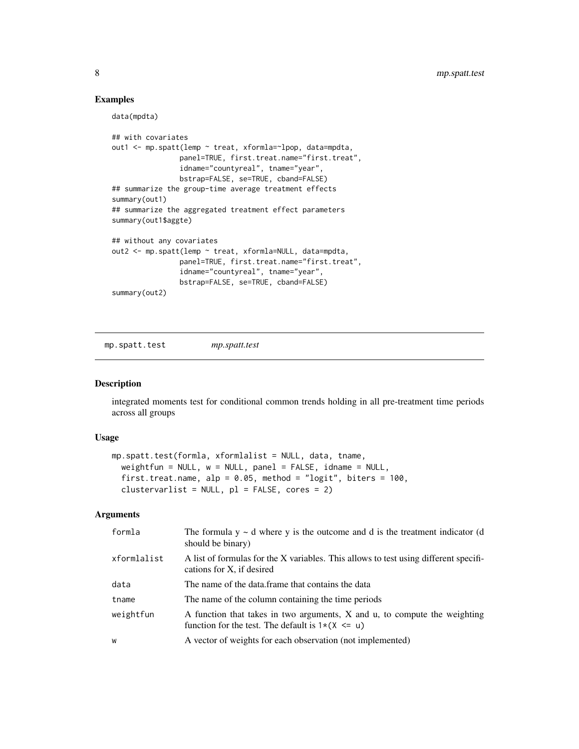## Examples

```
data(mpdta)

## with covariates
out1 <- mp.spatt(lemp ~ treat, xformla=~lpop, data=mpdta,
                panel=TRUE, first.treat.name="first.treat",
                idname="countyreal", tname="year",
                bstrap=FALSE, se=TRUE, cband=FALSE)
## summarize the group-time average treatment effects
summary(out1)
## summarize the aggregated treatment effect parameters
summary(out1$aggte)

## without any covariates
out2 <- mp.spatt(lemp ~ treat, xformla=NULL, data=mpdta,
                panel=TRUE, first.treat.name="first.treat",
                idname="countyreal", tname="year",
                bstrap=FALSE, se=TRUE, cband=FALSE)
summary(out2)
```

---

# mp.spatt.test *mp.spatt.test*

## Description

integrated moments test for conditional common trends holding in all pre-treatment time periods across all groups

## Usage

```
mp.spatt.test(formla, xformlalist = NULL, data, tname,
  weightfun = NULL, w = NULL, panel = FALSE, idname = NULL,
  first.treat.name, alp = 0.05, method = "logit", biters = 100,
  clustervarlist = NULL, pl = FALSE, cores = 2)
```

## Arguments

| | |
|---|---|
| `formla` | The formula y ~ d where y is the outcome and d is the treatment indicator (d should be binary) |
| `xformlalist` | A list of formulas for the X variables. This allows to test using different specifications for X, if desired |
| `data` | The name of the data.frame that contains the data |
| `tname` | The name of the column containing the time periods |
| `weightfun` | A function that takes in two arguments, X and u, to compute the weighting function for the test. The default is `1*(X <= u)` |
| `w` | A vector of weights for each observation (not implemented) |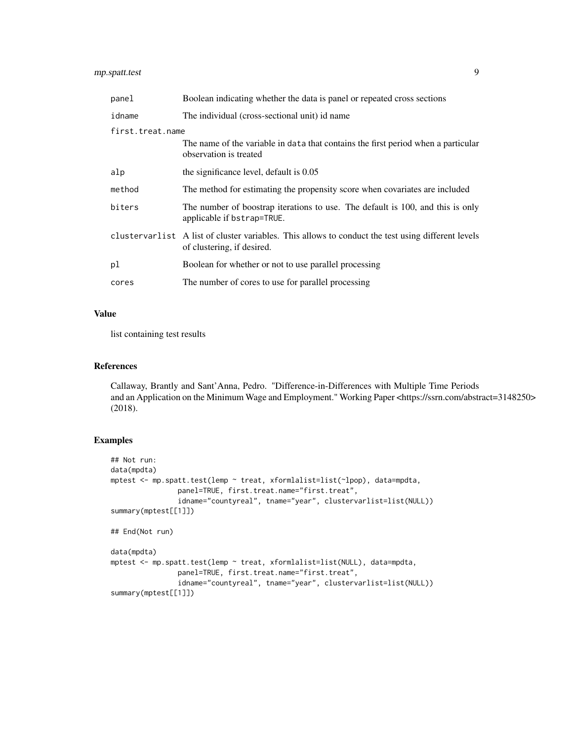| | |
|---|---|
| `panel` | Boolean indicating whether the data is panel or repeated cross sections |
| `idname` | The individual (cross-sectional unit) id name |
| `first.treat.name` | The name of the variable in `data` that contains the first period when a particular observation is treated |
| `alp` | the significance level, default is 0.05 |
| `method` | The method for estimating the propensity score when covariates are included |
| `biters` | The number of boostrap iterations to use. The default is 100, and this is only applicable if `bstrap=TRUE`. |
| `clustervarlist` | A list of cluster variables. This allows to conduct the test using different levels of clustering, if desired. |
| `pl` | Boolean for whether or not to use parallel processing |
| `cores` | The number of cores to use for parallel processing |

## Value

list containing test results

## References

Callaway, Brantly and Sant'Anna, Pedro. "Difference-in-Differences with Multiple Time Periods and an Application on the Minimum Wage and Employment." Working Paper <https://ssrn.com/abstract=3148250> (2018).

## Examples

```
## Not run:
data(mpdta)
mptest <- mp.spatt.test(lemp ~ treat, xformlalist=list(~lpop), data=mpdta,
                panel=TRUE, first.treat.name="first.treat",
                idname="countyreal", tname="year", clustervarlist=list(NULL))
summary(mptest[[1]])

## End(Not run)

data(mpdta)
mptest <- mp.spatt.test(lemp ~ treat, xformlalist=list(NULL), data=mpdta,
                panel=TRUE, first.treat.name="first.treat",
                idname="countyreal", tname="year", clustervarlist=list(NULL))
summary(mptest[[1]])
```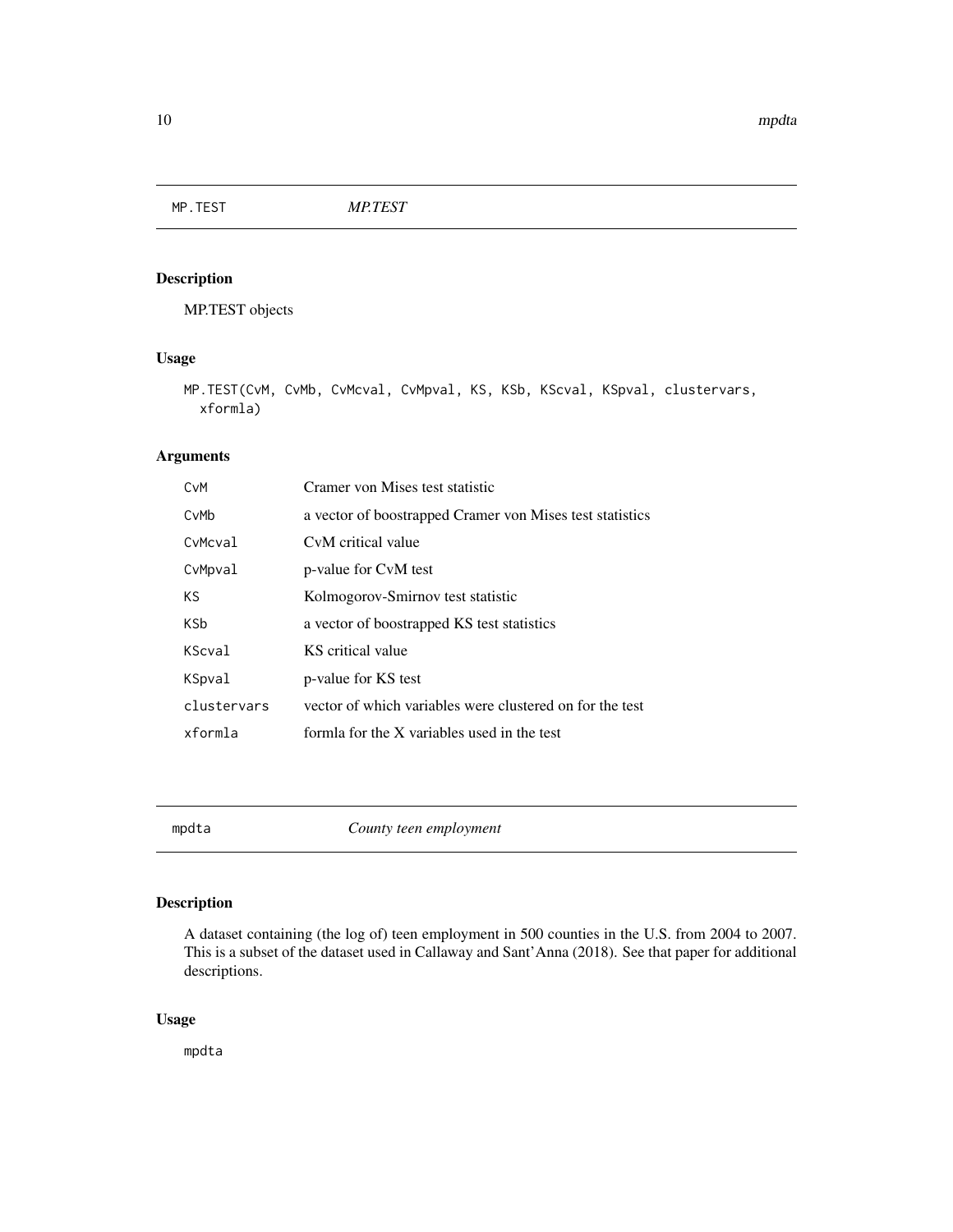## MP.TEST *MP.TEST*

### Description

MP.TEST objects

### Usage

```
MP.TEST(CvM, CvMb, CvMcval, CvMpval, KS, KSb, KScval, KSpval, clustervars,
  xformla)
```

### Arguments

| | |
|---|---|
| CvM | Cramer von Mises test statistic |
| CvMb | a vector of boostrapped Cramer von Mises test statistics |
| CvMcval | CvM critical value |
| CvMpval | p-value for CvM test |
| KS | Kolmogorov-Smirnov test statistic |
| KSb | a vector of boostrapped KS test statistics |
| KScval | KS critical value |
| KSpval | p-value for KS test |
| clustervars | vector of which variables were clustered on for the test |
| xformla | formla for the X variables used in the test |

## mpdta *County teen employment*

### Description

A dataset containing (the log of) teen employment in 500 counties in the U.S. from 2004 to 2007. This is a subset of the dataset used in Callaway and Sant'Anna (2018). See that paper for additional descriptions.

### Usage

```
mpdta
```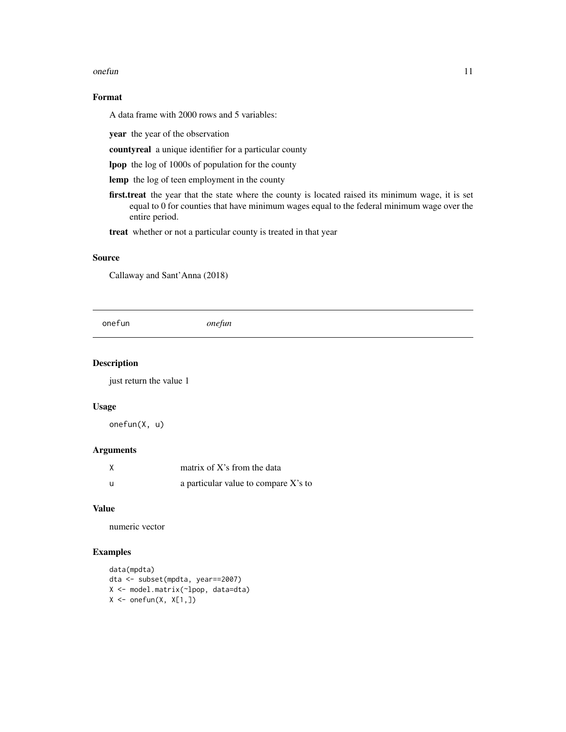### Format

A data frame with 2000 rows and 5 variables:

**year** the year of the observation

**countyreal** a unique identifier for a particular county

**lpop** the log of 1000s of population for the county

**lemp** the log of teen employment in the county

**first.treat** the year that the state where the county is located raised its minimum wage, it is set equal to 0 for counties that have minimum wages equal to the federal minimum wage over the entire period.

**treat** whether or not a particular county is treated in that year

### Source

Callaway and Sant'Anna (2018)

---

## onefun *onefun*

---

### Description

just return the value 1

### Usage

```
onefun(X, u)
```

### Arguments

| | |
|---|---|
| X | matrix of X's from the data |
| u | a particular value to compare X's to |

### Value

numeric vector

### Examples

```
data(mpdta)
dta <- subset(mpdta, year==2007)
X <- model.matrix(~lpop, data=dta)
X <- onefun(X, X[1,])
```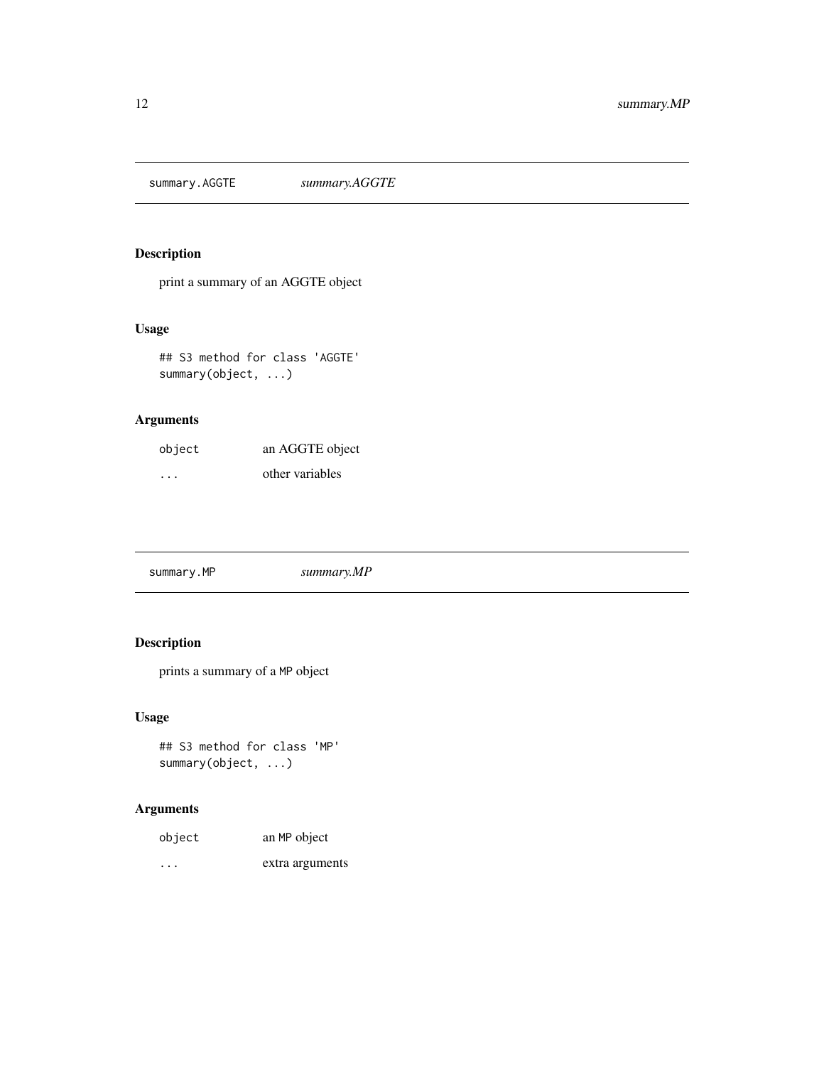## summary.AGGTE — *summary.AGGTE*

### Description

print a summary of an AGGTE object

### Usage

```
## S3 method for class 'AGGTE'
summary(object, ...)
```

### Arguments

| | |
|---|---|
| `object` | an AGGTE object |
| `...` | other variables |

## summary.MP — *summary.MP*

### Description

prints a summary of a `MP` object

### Usage

```
## S3 method for class 'MP'
summary(object, ...)
```

### Arguments

| | |
|---|---|
| `object` | an `MP` object |
| `...` | extra arguments |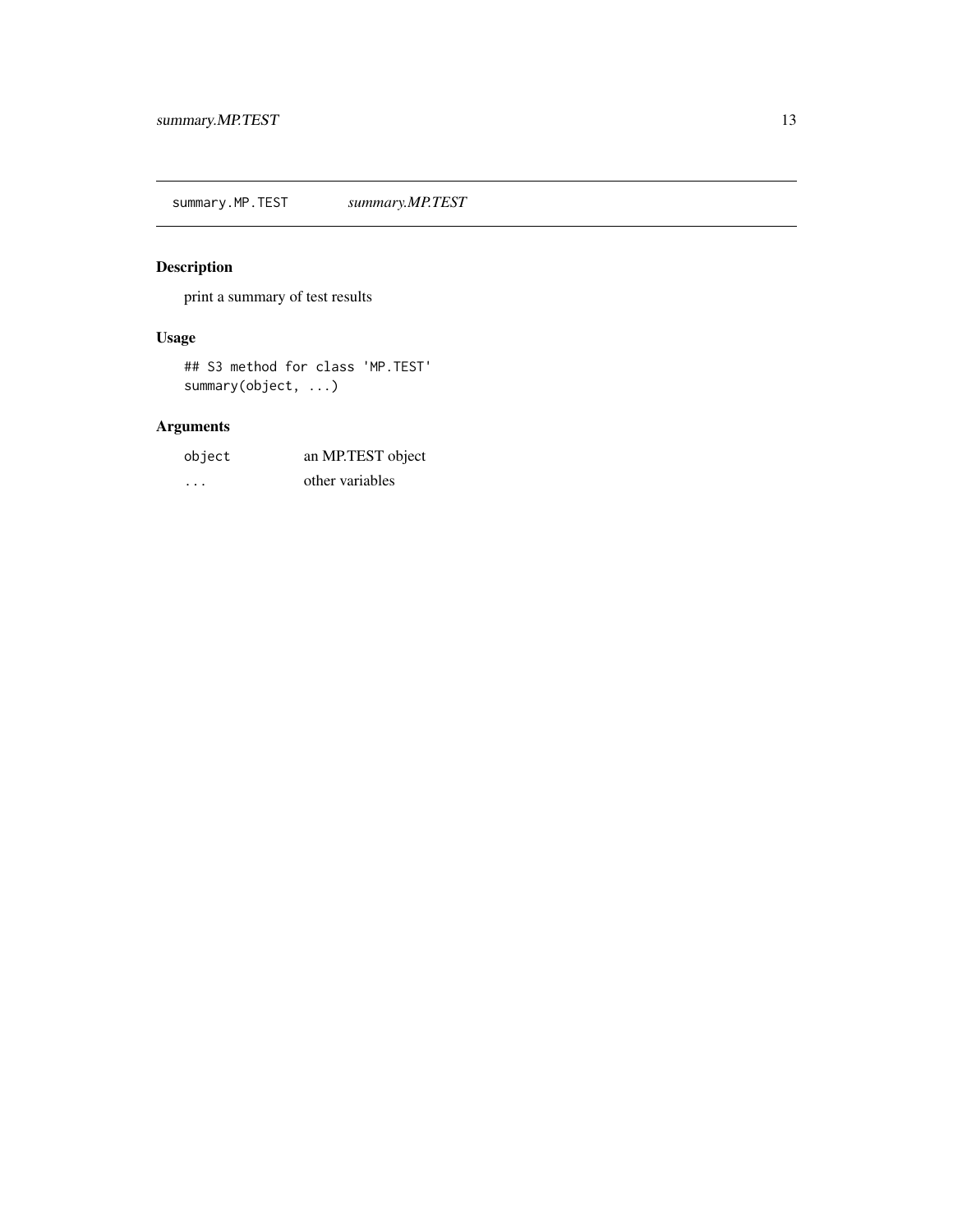## summary.MP.TEST *summary.MP.TEST*

### Description

print a summary of test results

### Usage

```
## S3 method for class 'MP.TEST'
summary(object, ...)
```

### Arguments

| | |
|---|---|
| `object` | an MP.TEST object |
| `...` | other variables |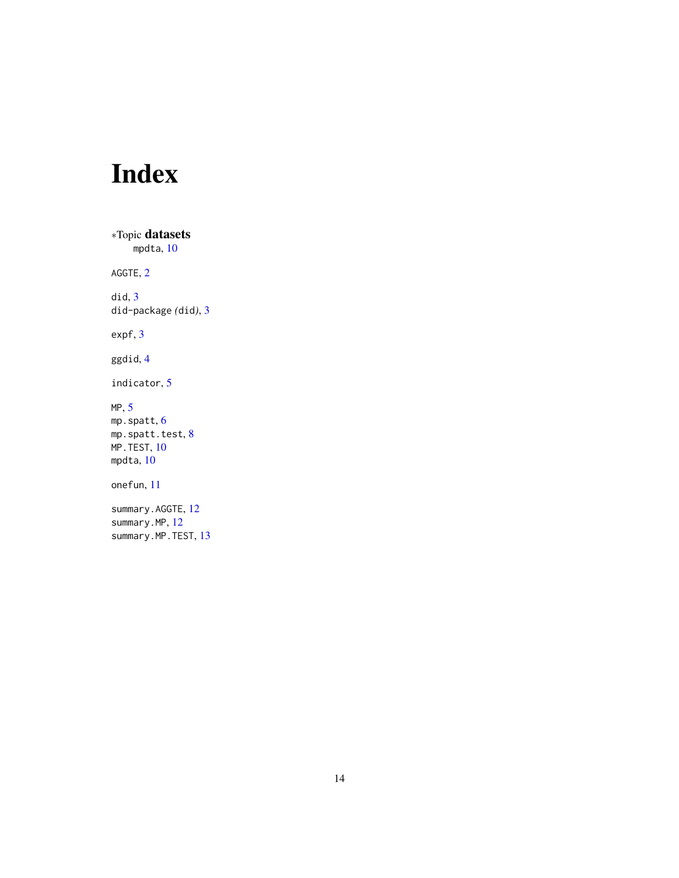# Index

*Topic **datasets**
  mpdta, 10

AGGTE, 2

did, 3
did-package *(*did*)*, 3

expf, 3

ggdid, 4

indicator, 5

MP, 5
mp.spatt, 6
mp.spatt.test, 8
MP.TEST, 10
mpdta, 10

onefun, 11

summary.AGGTE, 12
summary.MP, 12
summary.MP.TEST, 13